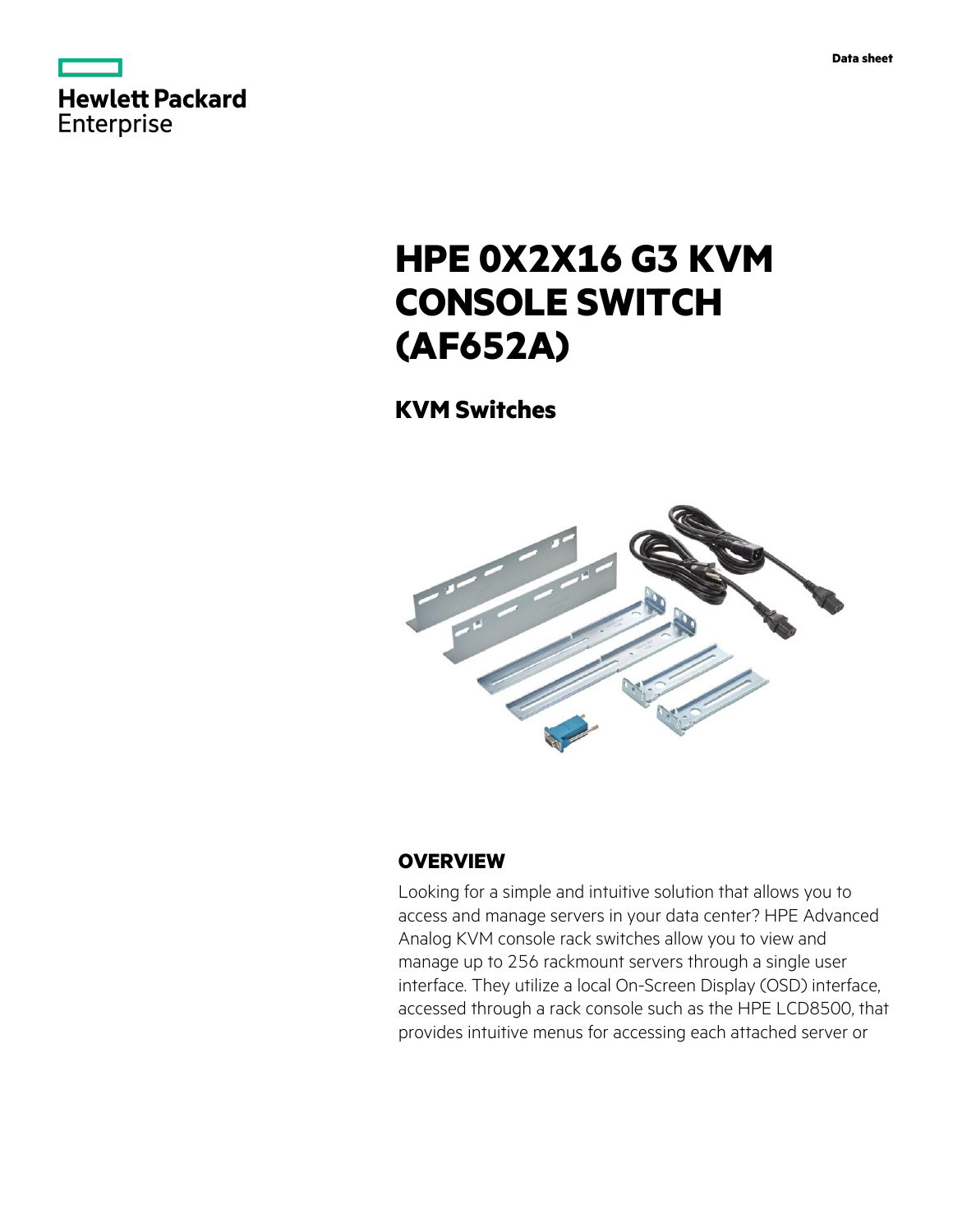Hewlett Packard Enterprise

Data sheet

# HPE 0X2X16 G3 KVM CONSOLE SWITCH (AF652A)

## KVM Switches

## OVERVIEW

Looking for a simple and intuitive solution that allows you to access and manage servers in your data center? HPE Advanced Analog KVM console rack switches allow you to view and manage up to 256 rackmount servers through a single user interface. They utilize a local On-Screen Display (OSD) interface, accessed through a rack console such as the HPE LCD8500, that provides intuitive menus for accessing each attached server or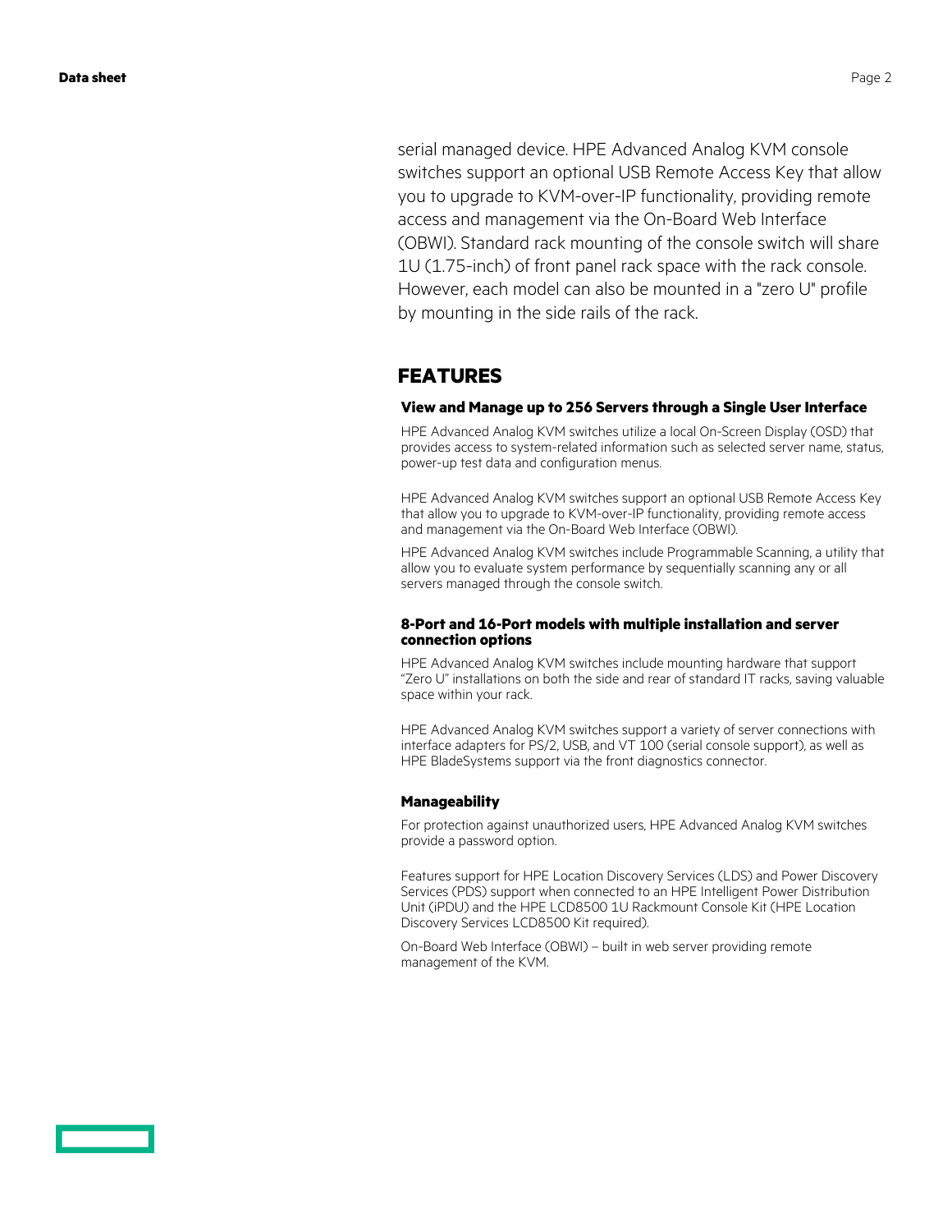serial managed device. HPE Advanced Analog KVM console switches support an optional USB Remote Access Key that allow you to upgrade to KVM-over-IP functionality, providing remote access and management via the On-Board Web Interface (OBWI). Standard rack mounting of the console switch will share 1U (1.75-inch) of front panel rack space with the rack console. However, each model can also be mounted in a "zero U" profile by mounting in the side rails of the rack.

## FEATURES

### View and Manage up to 256 Servers through a Single User Interface

HPE Advanced Analog KVM switches utilize a local On-Screen Display (OSD) that provides access to system-related information such as selected server name, status, power-up test data and configuration menus.

HPE Advanced Analog KVM switches support an optional USB Remote Access Key that allow you to upgrade to KVM-over-IP functionality, providing remote access and management via the On-Board Web Interface (OBWI).

HPE Advanced Analog KVM switches include Programmable Scanning, a utility that allow you to evaluate system performance by sequentially scanning any or all servers managed through the console switch.

### 8-Port and 16-Port models with multiple installation and server connection options

HPE Advanced Analog KVM switches include mounting hardware that support "Zero U" installations on both the side and rear of standard IT racks, saving valuable space within your rack.

HPE Advanced Analog KVM switches support a variety of server connections with interface adapters for PS/2, USB, and VT 100 (serial console support), as well as HPE BladeSystems support via the front diagnostics connector.

### Manageability

For protection against unauthorized users, HPE Advanced Analog KVM switches provide a password option.

Features support for HPE Location Discovery Services (LDS) and Power Discovery Services (PDS) support when connected to an HPE Intelligent Power Distribution Unit (iPDU) and the HPE LCD8500 1U Rackmount Console Kit (HPE Location Discovery Services LCD8500 Kit required).

On-Board Web Interface (OBWI) – built in web server providing remote management of the KVM.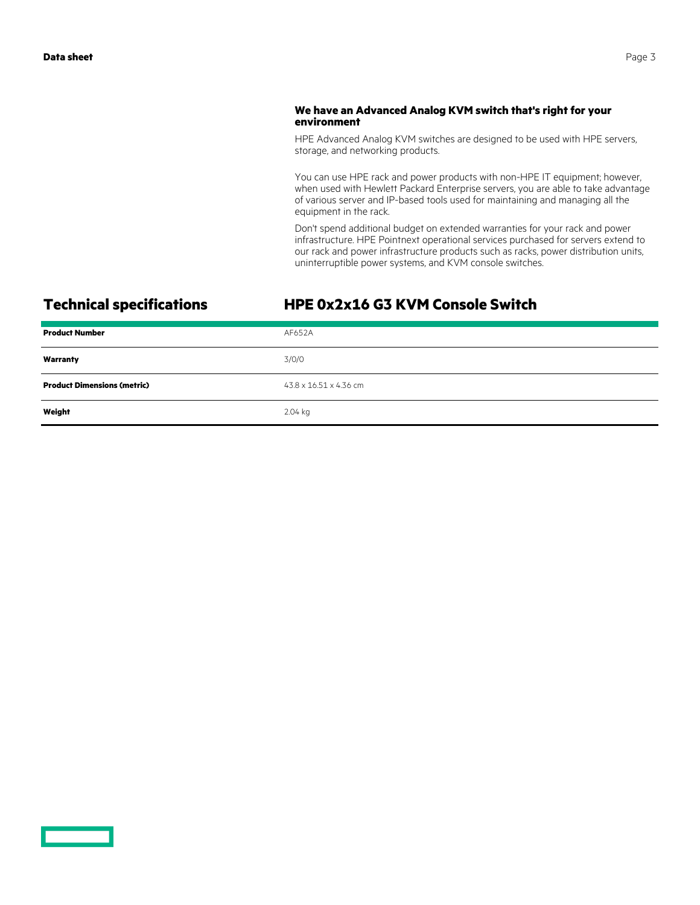### We have an Advanced Analog KVM switch that's right for your environment

HPE Advanced Analog KVM switches are designed to be used with HPE servers, storage, and networking products.

You can use HPE rack and power products with non-HPE IT equipment; however, when used with Hewlett Packard Enterprise servers, you are able to take advantage of various server and IP-based tools used for maintaining and managing all the equipment in the rack.

Don't spend additional budget on extended warranties for your rack and power infrastructure. HPE Pointnext operational services purchased for servers extend to our rack and power infrastructure products such as racks, power distribution units, uninterruptible power systems, and KVM console switches.

## Technical specifications

## HPE 0x2x16 G3 KVM Console Switch

| | |
|---|---|
| **Product Number** | AF652A |
| **Warranty** | 3/0/0 |
| **Product Dimensions (metric)** | 43.8 x 16.51 x 4.36 cm |
| **Weight** | 2.04 kg |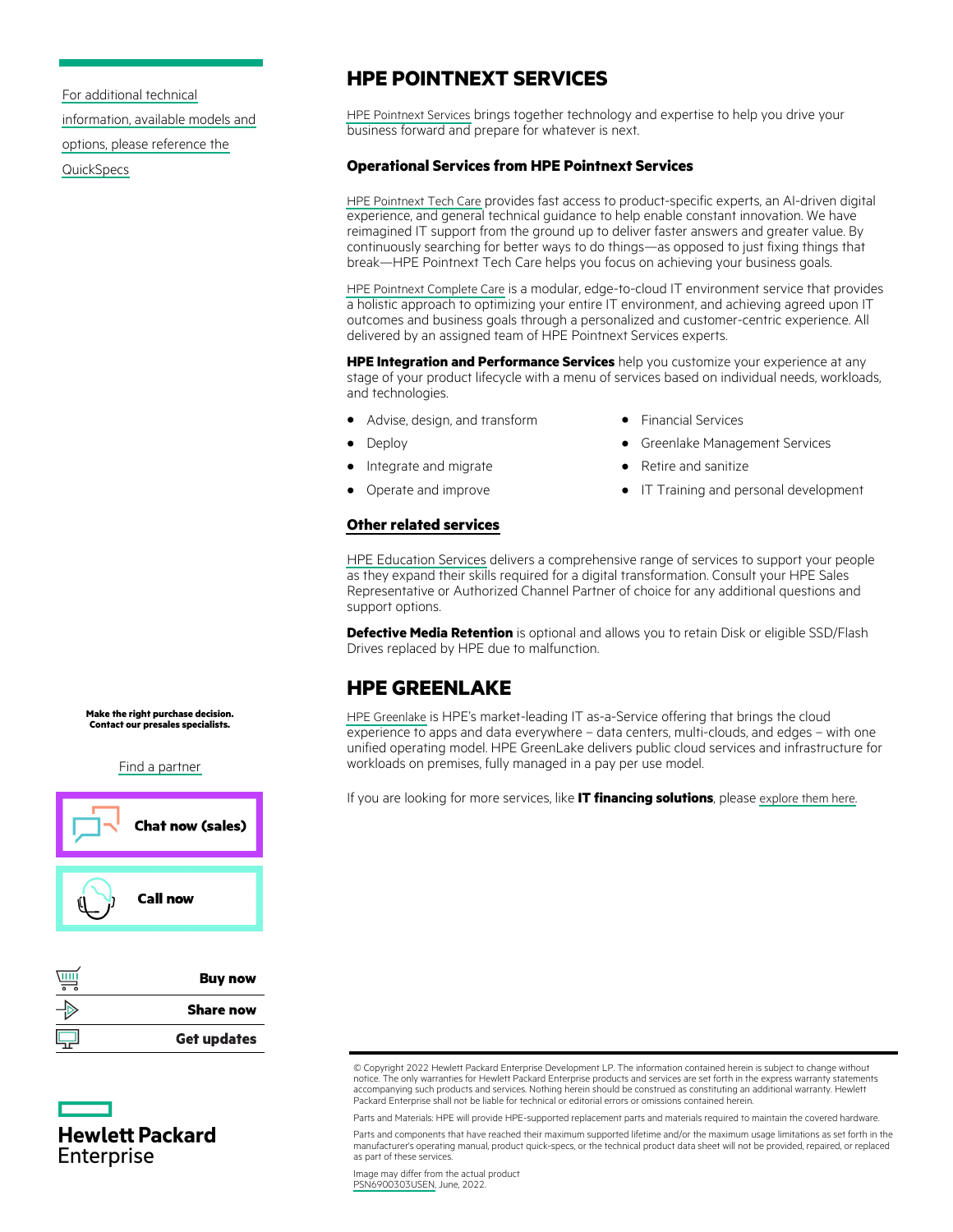For additional technical information, available models and options, please reference the QuickSpecs

## HPE POINTNEXT SERVICES

HPE Pointnext Services brings together technology and expertise to help you drive your business forward and prepare for whatever is next.

### Operational Services from HPE Pointnext Services

HPE Pointnext Tech Care provides fast access to product-specific experts, an AI-driven digital experience, and general technical guidance to help enable constant innovation. We have reimagined IT support from the ground up to deliver faster answers and greater value. By continuously searching for better ways to do things—as opposed to just fixing things that break—HPE Pointnext Tech Care helps you focus on achieving your business goals.

HPE Pointnext Complete Care is a modular, edge-to-cloud IT environment service that provides a holistic approach to optimizing your entire IT environment, and achieving agreed upon IT outcomes and business goals through a personalized and customer-centric experience. All delivered by an assigned team of HPE Pointnext Services experts.

**HPE Integration and Performance Services** help you customize your experience at any stage of your product lifecycle with a menu of services based on individual needs, workloads, and technologies.

- Advise, design, and transform
- Deploy
- Integrate and migrate
- Operate and improve
- Financial Services
- Greenlake Management Services
- Retire and sanitize
- IT Training and personal development

### Other related services

HPE Education Services delivers a comprehensive range of services to support your people as they expand their skills required for a digital transformation. Consult your HPE Sales Representative or Authorized Channel Partner of choice for any additional questions and support options.

**Defective Media Retention** is optional and allows you to retain Disk or eligible SSD/Flash Drives replaced by HPE due to malfunction.

## HPE GREENLAKE

HPE Greenlake is HPE's market-leading IT as-a-Service offering that brings the cloud experience to apps and data everywhere – data centers, multi-clouds, and edges – with one unified operating model. HPE GreenLake delivers public cloud services and infrastructure for workloads on premises, fully managed in a pay per use model.

If you are looking for more services, like **IT financing solutions**, please explore them here.

**Make the right purchase decision. Contact our presales specialists.**

Find a partner

Chat now (sales)

Call now

Buy now

Share now

Get updates

Hewlett Packard Enterprise

© Copyright 2022 Hewlett Packard Enterprise Development LP. The information contained herein is subject to change without notice. The only warranties for Hewlett Packard Enterprise products and services are set forth in the express warranty statements accompanying such products and services. Nothing herein should be construed as constituting an additional warranty. Hewlett Packard Enterprise shall not be liable for technical or editorial errors or omissions contained herein.

Parts and Materials: HPE will provide HPE-supported replacement parts and materials required to maintain the covered hardware.

Parts and components that have reached their maximum supported lifetime and/or the maximum usage limitations as set forth in the manufacturer's operating manual, product quick-specs, or the technical product data sheet will not be provided, repaired, or replaced as part of these services.

Image may differ from the actual product

PSN6900303USEN, June, 2022.